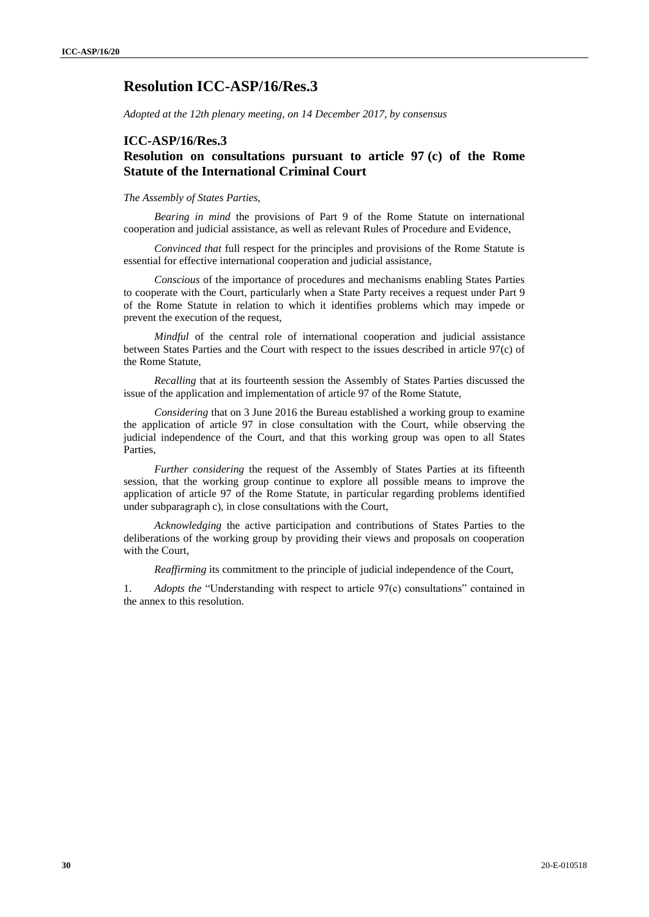# Resolution ICC-ASP/16/Res.3

*Adopted at the 12th plenary meeting, on 14 December 2017, by consensus*

## ICC-ASP/16/Res.3
## Resolution on consultations pursuant to article 97 (c) of the Rome Statute of the International Criminal Court

*The Assembly of States Parties,*

*Bearing in mind* the provisions of Part 9 of the Rome Statute on international cooperation and judicial assistance, as well as relevant Rules of Procedure and Evidence,

*Convinced that* full respect for the principles and provisions of the Rome Statute is essential for effective international cooperation and judicial assistance,

*Conscious* of the importance of procedures and mechanisms enabling States Parties to cooperate with the Court, particularly when a State Party receives a request under Part 9 of the Rome Statute in relation to which it identifies problems which may impede or prevent the execution of the request,

*Mindful* of the central role of international cooperation and judicial assistance between States Parties and the Court with respect to the issues described in article 97(c) of the Rome Statute,

*Recalling* that at its fourteenth session the Assembly of States Parties discussed the issue of the application and implementation of article 97 of the Rome Statute,

*Considering* that on 3 June 2016 the Bureau established a working group to examine the application of article 97 in close consultation with the Court, while observing the judicial independence of the Court, and that this working group was open to all States Parties,

*Further considering* the request of the Assembly of States Parties at its fifteenth session, that the working group continue to explore all possible means to improve the application of article 97 of the Rome Statute, in particular regarding problems identified under subparagraph c), in close consultations with the Court,

*Acknowledging* the active participation and contributions of States Parties to the deliberations of the working group by providing their views and proposals on cooperation with the Court,

*Reaffirming* its commitment to the principle of judicial independence of the Court,

1. *Adopts the* "Understanding with respect to article 97(c) consultations" contained in the annex to this resolution.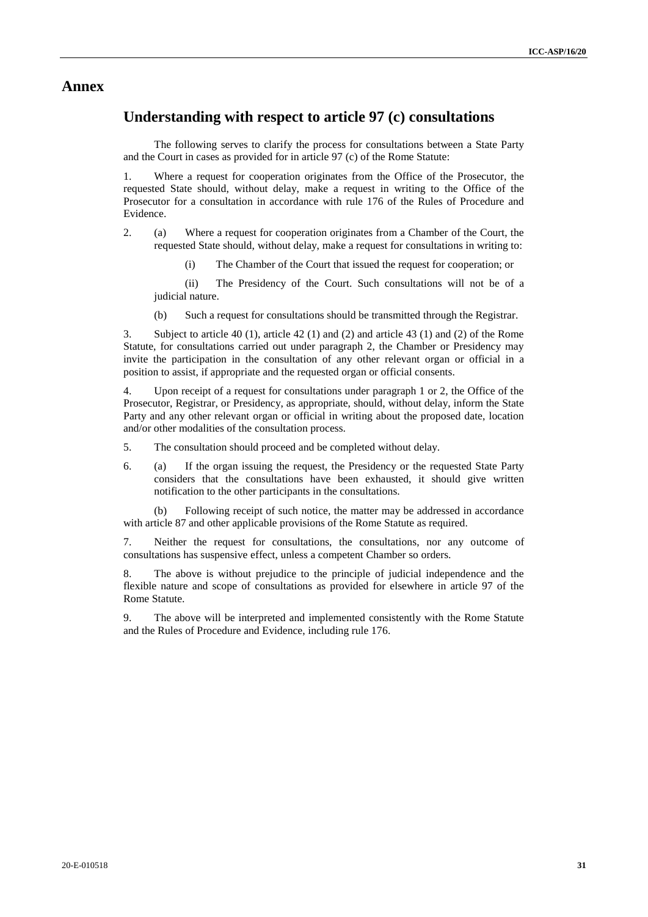# Annex

## Understanding with respect to article 97 (c) consultations

The following serves to clarify the process for consultations between a State Party and the Court in cases as provided for in article 97 (c) of the Rome Statute:

1. Where a request for cooperation originates from the Office of the Prosecutor, the requested State should, without delay, make a request in writing to the Office of the Prosecutor for a consultation in accordance with rule 176 of the Rules of Procedure and Evidence.

2. (a) Where a request for cooperation originates from a Chamber of the Court, the requested State should, without delay, make a request for consultations in writing to:

   (i) The Chamber of the Court that issued the request for cooperation; or

   (ii) The Presidency of the Court. Such consultations will not be of a judicial nature.

   (b) Such a request for consultations should be transmitted through the Registrar.

3. Subject to article 40 (1), article 42 (1) and (2) and article 43 (1) and (2) of the Rome Statute, for consultations carried out under paragraph 2, the Chamber or Presidency may invite the participation in the consultation of any other relevant organ or official in a position to assist, if appropriate and the requested organ or official consents.

4. Upon receipt of a request for consultations under paragraph 1 or 2, the Office of the Prosecutor, Registrar, or Presidency, as appropriate, should, without delay, inform the State Party and any other relevant organ or official in writing about the proposed date, location and/or other modalities of the consultation process.

5. The consultation should proceed and be completed without delay.

6. (a) If the organ issuing the request, the Presidency or the requested State Party considers that the consultations have been exhausted, it should give written notification to the other participants in the consultations.

   (b) Following receipt of such notice, the matter may be addressed in accordance with article 87 and other applicable provisions of the Rome Statute as required.

7. Neither the request for consultations, the consultations, nor any outcome of consultations has suspensive effect, unless a competent Chamber so orders.

8. The above is without prejudice to the principle of judicial independence and the flexible nature and scope of consultations as provided for elsewhere in article 97 of the Rome Statute.

9. The above will be interpreted and implemented consistently with the Rome Statute and the Rules of Procedure and Evidence, including rule 176.